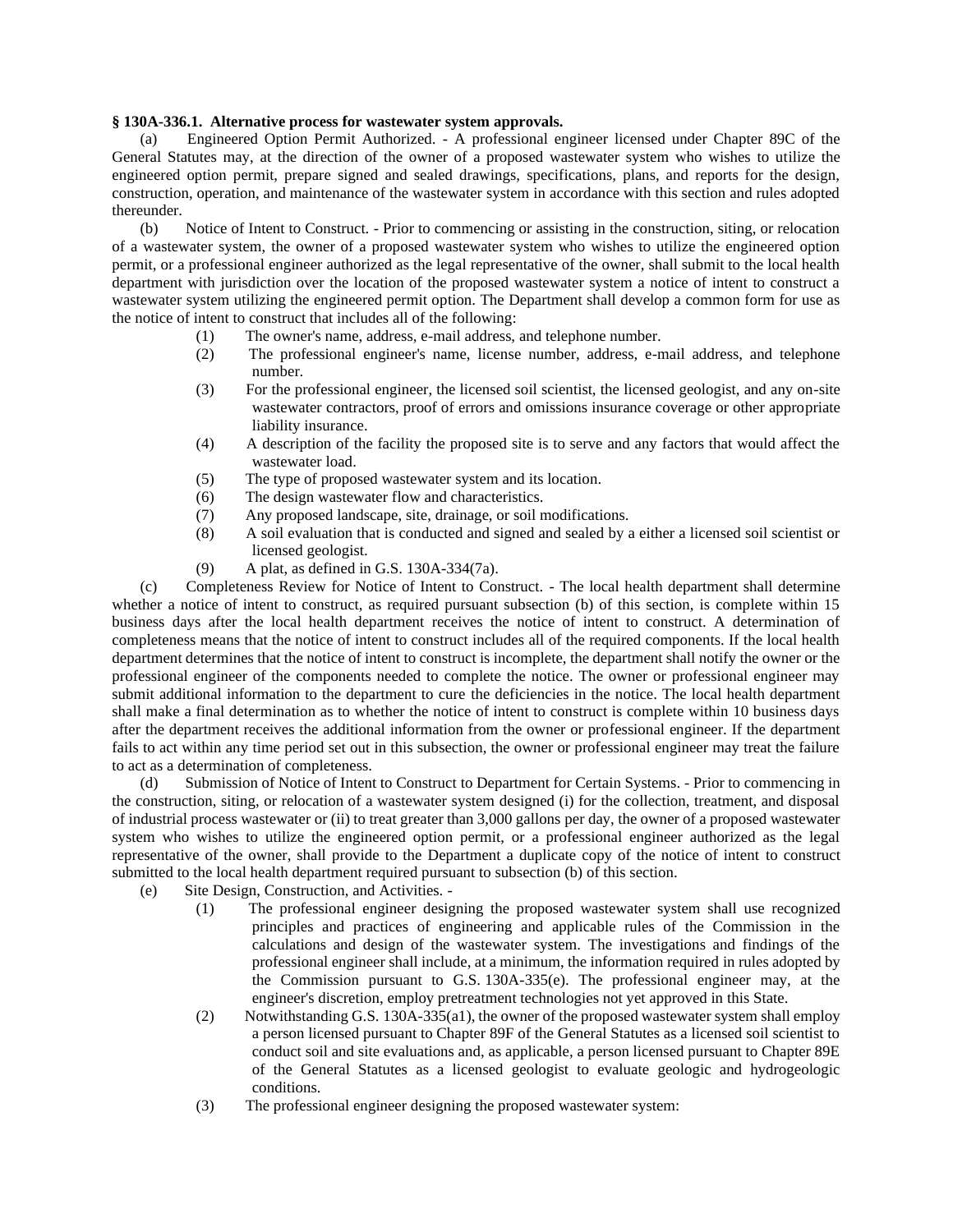**§ 130A-336.1. Alternative process for wastewater system approvals.**

(a) Engineered Option Permit Authorized. - A professional engineer licensed under Chapter 89C of the General Statutes may, at the direction of the owner of a proposed wastewater system who wishes to utilize the engineered option permit, prepare signed and sealed drawings, specifications, plans, and reports for the design, construction, operation, and maintenance of the wastewater system in accordance with this section and rules adopted thereunder.

(b) Notice of Intent to Construct. - Prior to commencing or assisting in the construction, siting, or relocation of a wastewater system, the owner of a proposed wastewater system who wishes to utilize the engineered option permit, or a professional engineer authorized as the legal representative of the owner, shall submit to the local health department with jurisdiction over the location of the proposed wastewater system a notice of intent to construct a wastewater system utilizing the engineered permit option. The Department shall develop a common form for use as the notice of intent to construct that includes all of the following:

(1) The owner's name, address, e-mail address, and telephone number.

(2) The professional engineer's name, license number, address, e-mail address, and telephone number.

(3) For the professional engineer, the licensed soil scientist, the licensed geologist, and any on-site wastewater contractors, proof of errors and omissions insurance coverage or other appropriate liability insurance.

(4) A description of the facility the proposed site is to serve and any factors that would affect the wastewater load.

(5) The type of proposed wastewater system and its location.

(6) The design wastewater flow and characteristics.

(7) Any proposed landscape, site, drainage, or soil modifications.

(8) A soil evaluation that is conducted and signed and sealed by a either a licensed soil scientist or licensed geologist.

(9) A plat, as defined in G.S. 130A-334(7a).

(c) Completeness Review for Notice of Intent to Construct. - The local health department shall determine whether a notice of intent to construct, as required pursuant subsection (b) of this section, is complete within 15 business days after the local health department receives the notice of intent to construct. A determination of completeness means that the notice of intent to construct includes all of the required components. If the local health department determines that the notice of intent to construct is incomplete, the department shall notify the owner or the professional engineer of the components needed to complete the notice. The owner or professional engineer may submit additional information to the department to cure the deficiencies in the notice. The local health department shall make a final determination as to whether the notice of intent to construct is complete within 10 business days after the department receives the additional information from the owner or professional engineer. If the department fails to act within any time period set out in this subsection, the owner or professional engineer may treat the failure to act as a determination of completeness.

(d) Submission of Notice of Intent to Construct to Department for Certain Systems. - Prior to commencing in the construction, siting, or relocation of a wastewater system designed (i) for the collection, treatment, and disposal of industrial process wastewater or (ii) to treat greater than 3,000 gallons per day, the owner of a proposed wastewater system who wishes to utilize the engineered option permit, or a professional engineer authorized as the legal representative of the owner, shall provide to the Department a duplicate copy of the notice of intent to construct submitted to the local health department required pursuant to subsection (b) of this section.

(e) Site Design, Construction, and Activities. -

(1) The professional engineer designing the proposed wastewater system shall use recognized principles and practices of engineering and applicable rules of the Commission in the calculations and design of the wastewater system. The investigations and findings of the professional engineer shall include, at a minimum, the information required in rules adopted by the Commission pursuant to G.S. 130A-335(e). The professional engineer may, at the engineer's discretion, employ pretreatment technologies not yet approved in this State.

(2) Notwithstanding G.S. 130A-335(a1), the owner of the proposed wastewater system shall employ a person licensed pursuant to Chapter 89F of the General Statutes as a licensed soil scientist to conduct soil and site evaluations and, as applicable, a person licensed pursuant to Chapter 89E of the General Statutes as a licensed geologist to evaluate geologic and hydrogeologic conditions.

(3) The professional engineer designing the proposed wastewater system: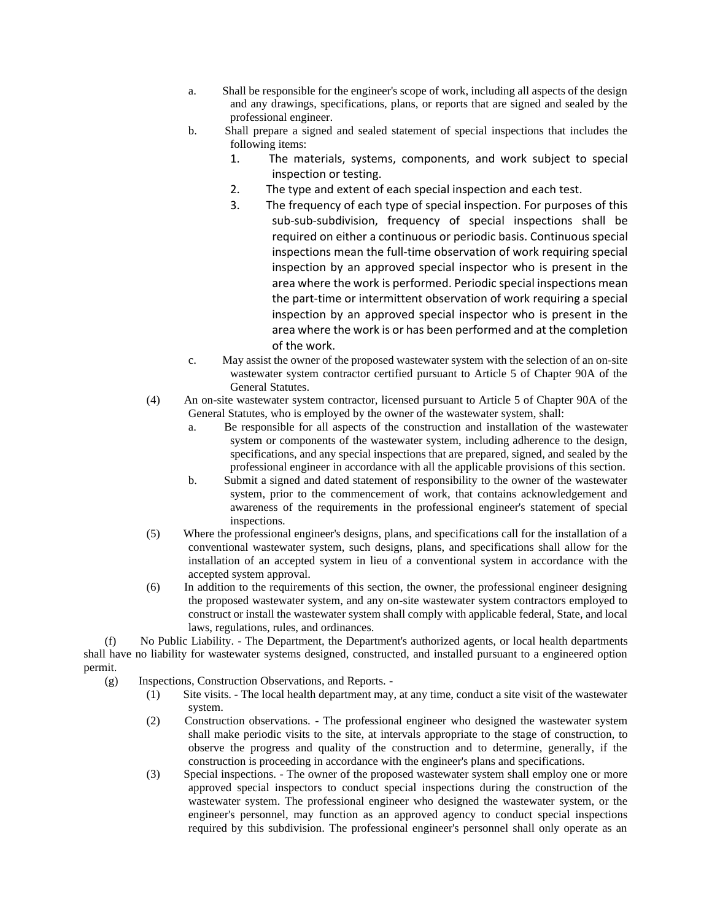a. Shall be responsible for the engineer's scope of work, including all aspects of the design and any drawings, specifications, plans, or reports that are signed and sealed by the professional engineer.

b. Shall prepare a signed and sealed statement of special inspections that includes the following items:

1. The materials, systems, components, and work subject to special inspection or testing.
2. The type and extent of each special inspection and each test.
3. The frequency of each type of special inspection. For purposes of this sub-sub-subdivision, frequency of special inspections shall be required on either a continuous or periodic basis. Continuous special inspections mean the full-time observation of work requiring special inspection by an approved special inspector who is present in the area where the work is performed. Periodic special inspections mean the part-time or intermittent observation of work requiring a special inspection by an approved special inspector who is present in the area where the work is or has been performed and at the completion of the work.

c. May assist the owner of the proposed wastewater system with the selection of an on-site wastewater system contractor certified pursuant to Article 5 of Chapter 90A of the General Statutes.

(4) An on-site wastewater system contractor, licensed pursuant to Article 5 of Chapter 90A of the General Statutes, who is employed by the owner of the wastewater system, shall:

a. Be responsible for all aspects of the construction and installation of the wastewater system or components of the wastewater system, including adherence to the design, specifications, and any special inspections that are prepared, signed, and sealed by the professional engineer in accordance with all the applicable provisions of this section.

b. Submit a signed and dated statement of responsibility to the owner of the wastewater system, prior to the commencement of work, that contains acknowledgement and awareness of the requirements in the professional engineer's statement of special inspections.

(5) Where the professional engineer's designs, plans, and specifications call for the installation of a conventional wastewater system, such designs, plans, and specifications shall allow for the installation of an accepted system in lieu of a conventional system in accordance with the accepted system approval.

(6) In addition to the requirements of this section, the owner, the professional engineer designing the proposed wastewater system, and any on-site wastewater system contractors employed to construct or install the wastewater system shall comply with applicable federal, State, and local laws, regulations, rules, and ordinances.

(f) No Public Liability. - The Department, the Department's authorized agents, or local health departments shall have no liability for wastewater systems designed, constructed, and installed pursuant to a engineered option permit.

(g) Inspections, Construction Observations, and Reports. -

(1) Site visits. - The local health department may, at any time, conduct a site visit of the wastewater system.

(2) Construction observations. - The professional engineer who designed the wastewater system shall make periodic visits to the site, at intervals appropriate to the stage of construction, to observe the progress and quality of the construction and to determine, generally, if the construction is proceeding in accordance with the engineer's plans and specifications.

(3) Special inspections. - The owner of the proposed wastewater system shall employ one or more approved special inspectors to conduct special inspections during the construction of the wastewater system. The professional engineer who designed the wastewater system, or the engineer's personnel, may function as an approved agency to conduct special inspections required by this subdivision. The professional engineer's personnel shall only operate as an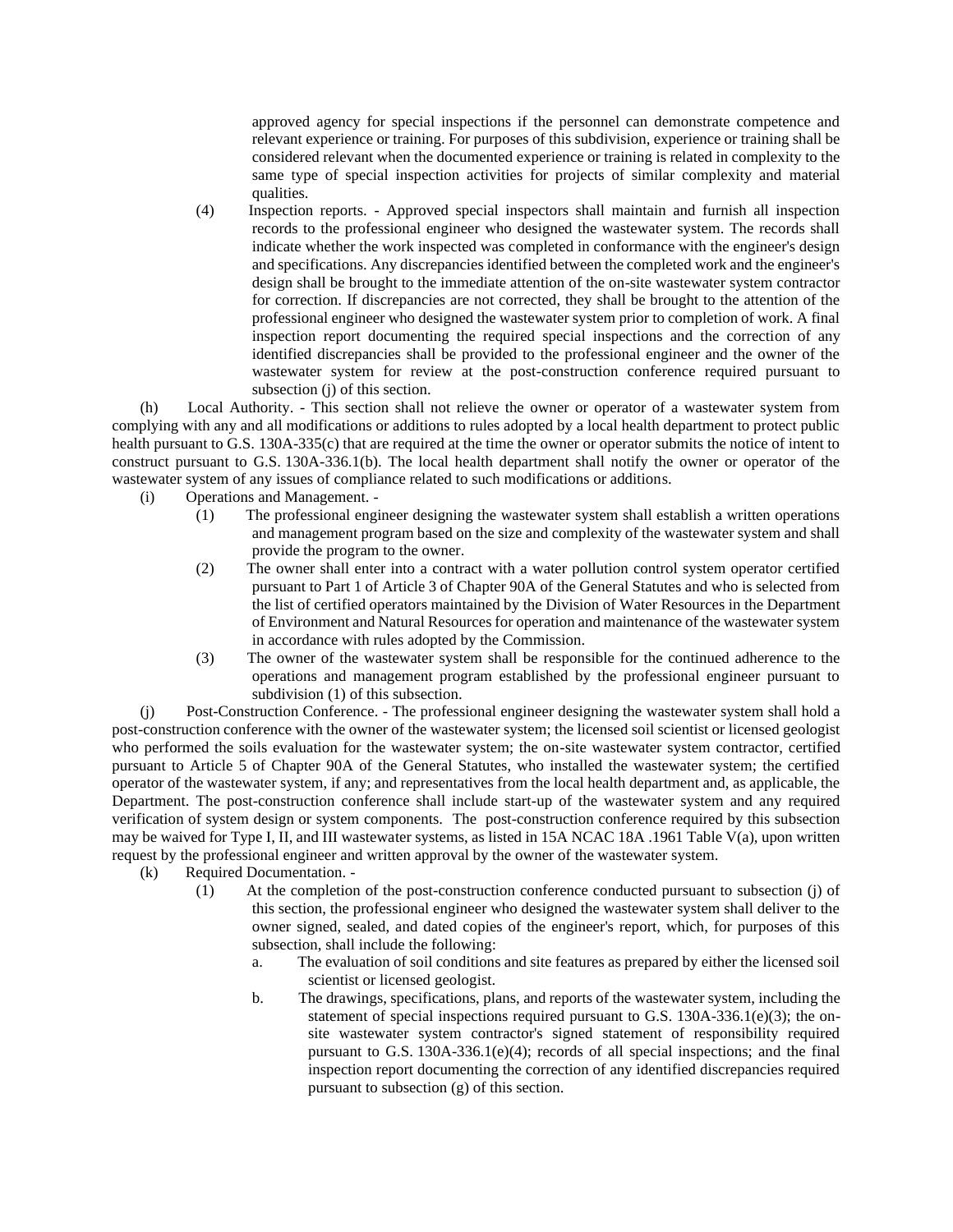approved agency for special inspections if the personnel can demonstrate competence and relevant experience or training. For purposes of this subdivision, experience or training shall be considered relevant when the documented experience or training is related in complexity to the same type of special inspection activities for projects of similar complexity and material qualities.

(4) Inspection reports. - Approved special inspectors shall maintain and furnish all inspection records to the professional engineer who designed the wastewater system. The records shall indicate whether the work inspected was completed in conformance with the engineer's design and specifications. Any discrepancies identified between the completed work and the engineer's design shall be brought to the immediate attention of the on-site wastewater system contractor for correction. If discrepancies are not corrected, they shall be brought to the attention of the professional engineer who designed the wastewater system prior to completion of work. A final inspection report documenting the required special inspections and the correction of any identified discrepancies shall be provided to the professional engineer and the owner of the wastewater system for review at the post-construction conference required pursuant to subsection (j) of this section.

(h) Local Authority. - This section shall not relieve the owner or operator of a wastewater system from complying with any and all modifications or additions to rules adopted by a local health department to protect public health pursuant to G.S. 130A-335(c) that are required at the time the owner or operator submits the notice of intent to construct pursuant to G.S. 130A-336.1(b). The local health department shall notify the owner or operator of the wastewater system of any issues of compliance related to such modifications or additions.

(i) Operations and Management. -

(1) The professional engineer designing the wastewater system shall establish a written operations and management program based on the size and complexity of the wastewater system and shall provide the program to the owner.

(2) The owner shall enter into a contract with a water pollution control system operator certified pursuant to Part 1 of Article 3 of Chapter 90A of the General Statutes and who is selected from the list of certified operators maintained by the Division of Water Resources in the Department of Environment and Natural Resources for operation and maintenance of the wastewater system in accordance with rules adopted by the Commission.

(3) The owner of the wastewater system shall be responsible for the continued adherence to the operations and management program established by the professional engineer pursuant to subdivision (1) of this subsection.

(j) Post-Construction Conference. - The professional engineer designing the wastewater system shall hold a post-construction conference with the owner of the wastewater system; the licensed soil scientist or licensed geologist who performed the soils evaluation for the wastewater system; the on-site wastewater system contractor, certified pursuant to Article 5 of Chapter 90A of the General Statutes, who installed the wastewater system; the certified operator of the wastewater system, if any; and representatives from the local health department and, as applicable, the Department. The post-construction conference shall include start-up of the wastewater system and any required verification of system design or system components. The post-construction conference required by this subsection may be waived for Type I, II, and III wastewater systems, as listed in 15A NCAC 18A .1961 Table V(a), upon written request by the professional engineer and written approval by the owner of the wastewater system.

(k) Required Documentation. -

(1) At the completion of the post-construction conference conducted pursuant to subsection (j) of this section, the professional engineer who designed the wastewater system shall deliver to the owner signed, sealed, and dated copies of the engineer's report, which, for purposes of this subsection, shall include the following:

a. The evaluation of soil conditions and site features as prepared by either the licensed soil scientist or licensed geologist.

b. The drawings, specifications, plans, and reports of the wastewater system, including the statement of special inspections required pursuant to G.S. 130A-336.1(e)(3); the on-site wastewater system contractor's signed statement of responsibility required pursuant to G.S. 130A-336.1(e)(4); records of all special inspections; and the final inspection report documenting the correction of any identified discrepancies required pursuant to subsection (g) of this section.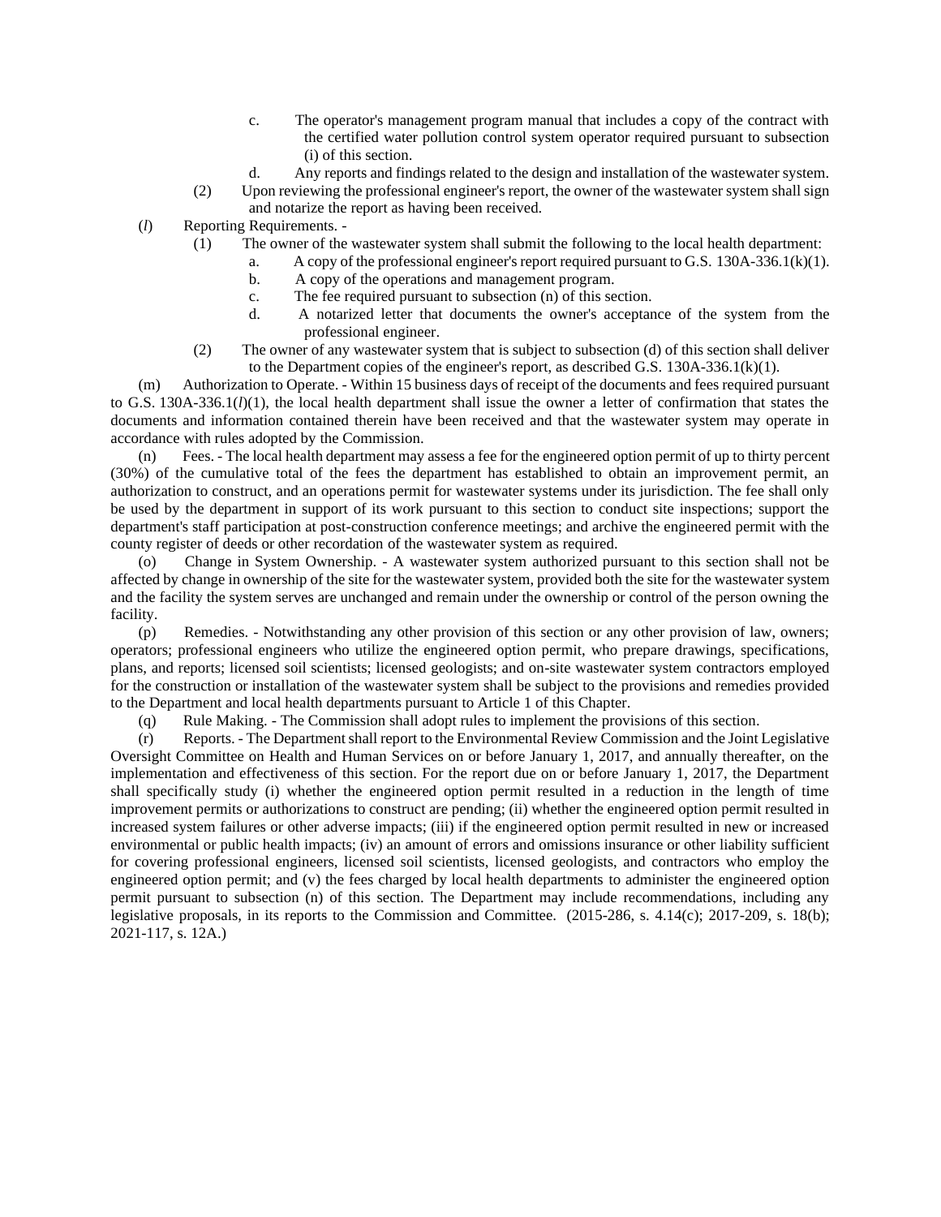c. The operator's management program manual that includes a copy of the contract with the certified water pollution control system operator required pursuant to subsection (i) of this section.

d. Any reports and findings related to the design and installation of the wastewater system.

(2) Upon reviewing the professional engineer's report, the owner of the wastewater system shall sign and notarize the report as having been received.

(*l*) Reporting Requirements. -

(1) The owner of the wastewater system shall submit the following to the local health department:

a. A copy of the professional engineer's report required pursuant to G.S. 130A-336.1(k)(1).

b. A copy of the operations and management program.

c. The fee required pursuant to subsection (n) of this section.

d. A notarized letter that documents the owner's acceptance of the system from the professional engineer.

(2) The owner of any wastewater system that is subject to subsection (d) of this section shall deliver to the Department copies of the engineer's report, as described G.S. 130A-336.1(k)(1).

(m) Authorization to Operate. - Within 15 business days of receipt of the documents and fees required pursuant to G.S. 130A-336.1(*l*)(1), the local health department shall issue the owner a letter of confirmation that states the documents and information contained therein have been received and that the wastewater system may operate in accordance with rules adopted by the Commission.

(n) Fees. - The local health department may assess a fee for the engineered option permit of up to thirty percent (30%) of the cumulative total of the fees the department has established to obtain an improvement permit, an authorization to construct, and an operations permit for wastewater systems under its jurisdiction. The fee shall only be used by the department in support of its work pursuant to this section to conduct site inspections; support the department's staff participation at post-construction conference meetings; and archive the engineered permit with the county register of deeds or other recordation of the wastewater system as required.

(o) Change in System Ownership. - A wastewater system authorized pursuant to this section shall not be affected by change in ownership of the site for the wastewater system, provided both the site for the wastewater system and the facility the system serves are unchanged and remain under the ownership or control of the person owning the facility.

(p) Remedies. - Notwithstanding any other provision of this section or any other provision of law, owners; operators; professional engineers who utilize the engineered option permit, who prepare drawings, specifications, plans, and reports; licensed soil scientists; licensed geologists; and on-site wastewater system contractors employed for the construction or installation of the wastewater system shall be subject to the provisions and remedies provided to the Department and local health departments pursuant to Article 1 of this Chapter.

(q) Rule Making. - The Commission shall adopt rules to implement the provisions of this section.

(r) Reports. - The Department shall report to the Environmental Review Commission and the Joint Legislative Oversight Committee on Health and Human Services on or before January 1, 2017, and annually thereafter, on the implementation and effectiveness of this section. For the report due on or before January 1, 2017, the Department shall specifically study (i) whether the engineered option permit resulted in a reduction in the length of time improvement permits or authorizations to construct are pending; (ii) whether the engineered option permit resulted in increased system failures or other adverse impacts; (iii) if the engineered option permit resulted in new or increased environmental or public health impacts; (iv) an amount of errors and omissions insurance or other liability sufficient for covering professional engineers, licensed soil scientists, licensed geologists, and contractors who employ the engineered option permit; and (v) the fees charged by local health departments to administer the engineered option permit pursuant to subsection (n) of this section. The Department may include recommendations, including any legislative proposals, in its reports to the Commission and Committee. (2015-286, s. 4.14(c); 2017-209, s. 18(b); 2021-117, s. 12A.)